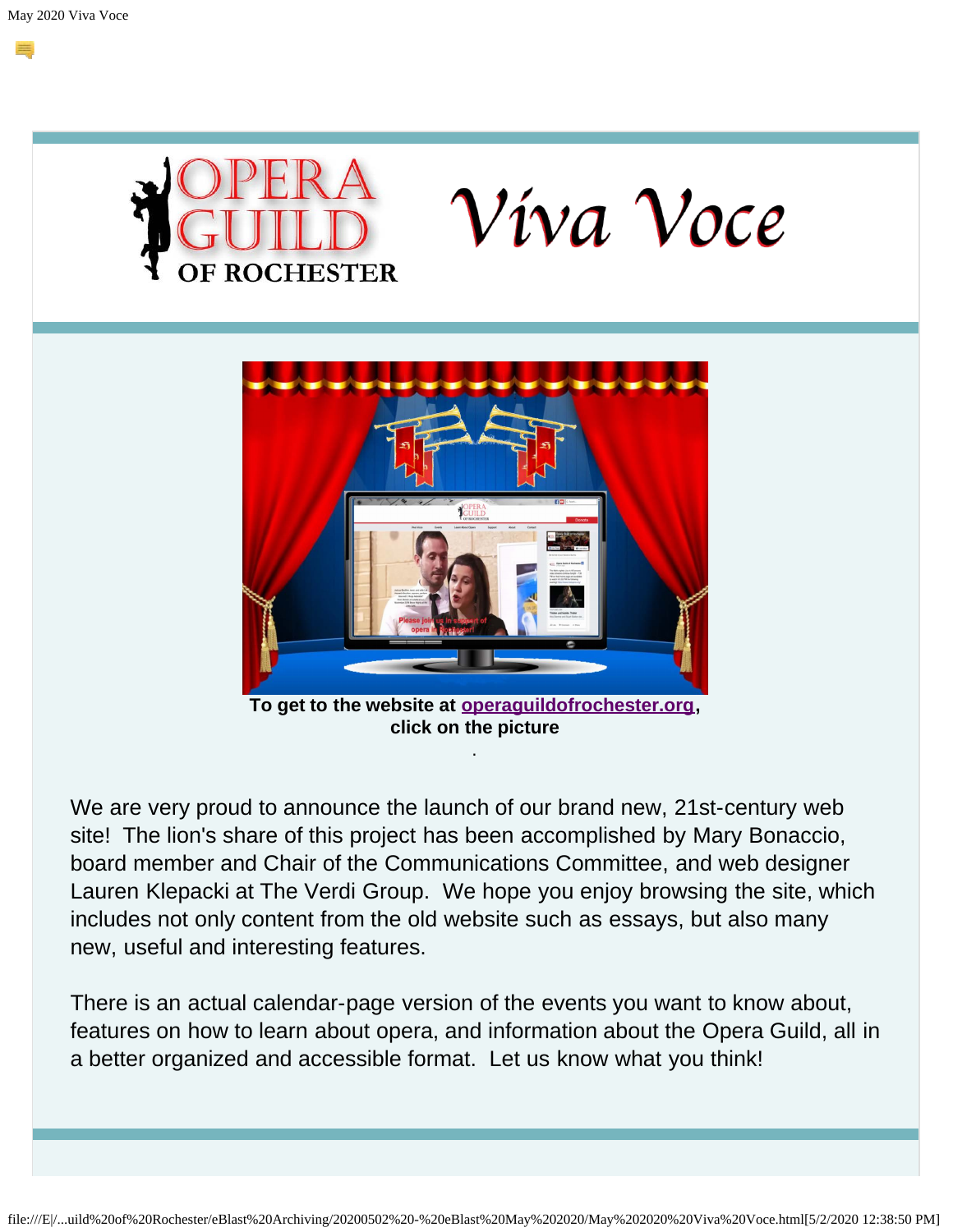# Opera Guild of Rochester — Viva Voce

**To get to the website at operaguildofrochester.org, click on the picture**

We are very proud to announce the launch of our brand new, 21st-century web site! The lion's share of this project has been accomplished by Mary Bonaccio, board member and Chair of the Communications Committee, and web designer Lauren Klepacki at The Verdi Group. We hope you enjoy browsing the site, which includes not only content from the old website such as essays, but also many new, useful and interesting features.

There is an actual calendar-page version of the events you want to know about, features on how to learn about opera, and information about the Opera Guild, all in a better organized and accessible format. Let us know what you think!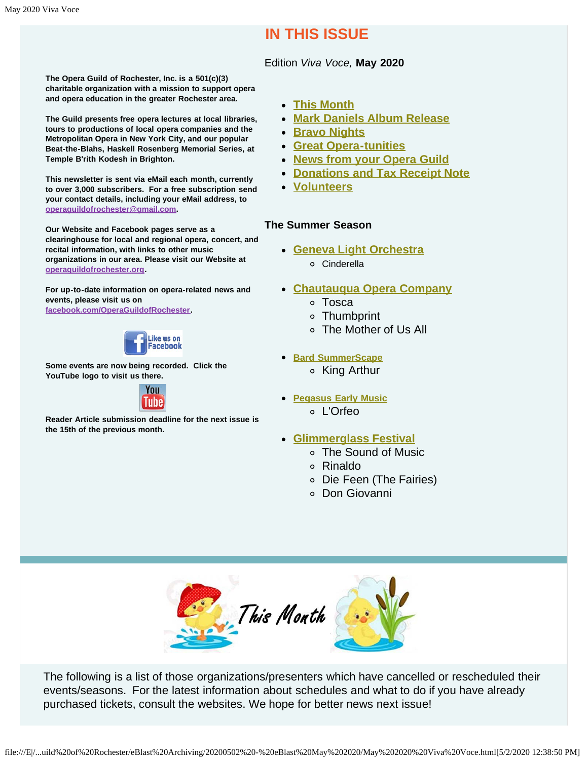# IN THIS ISSUE

Edition *Viva Voce,* **May 2020**

**The Opera Guild of Rochester, Inc. is a 501(c)(3) charitable organization with a mission to support opera and opera education in the greater Rochester area.**

**The Guild presents free opera lectures at local libraries, tours to productions of local opera companies and the Metropolitan Opera in New York City, and our popular Beat-the-Blahs, Haskell Rosenberg Memorial Series, at Temple B'rith Kodesh in Brighton.**

**This newsletter is sent via eMail each month, currently to over 3,000 subscribers. For a free subscription send your contact details, including your eMail address, to operaguildofrochester@gmail.com.**

**Our Website and Facebook pages serve as a clearinghouse for local and regional opera, concert, and recital information, with links to other music organizations in our area. Please visit our Website at operaguildofrochester.org.**

**For up-to-date information on opera-related news and events, please visit us on facebook.com/OperaGuildofRochester.**

**Some events are now being recorded. Click the YouTube logo to visit us there.**

**Reader Article submission deadline for the next issue is the 15th of the previous month.**

- This Month
- Mark Daniels Album Release
- Bravo Nights
- Great Opera-tunities
- News from your Opera Guild
- Donations and Tax Receipt Note
- Volunteers

**The Summer Season**

- Geneva Light Orchestra
  - Cinderella
- Chautauqua Opera Company
  - Tosca
  - Thumbprint
  - The Mother of Us All
- Bard SummerScape
  - King Arthur
- Pegasus Early Music
  - L'Orfeo
- Glimmerglass Festival
  - The Sound of Music
  - Rinaldo
  - Die Feen (The Fairies)
  - Don Giovanni

## This Month

The following is a list of those organizations/presenters which have cancelled or rescheduled their events/seasons. For the latest information about schedules and what to do if you have already purchased tickets, consult the websites. We hope for better news next issue!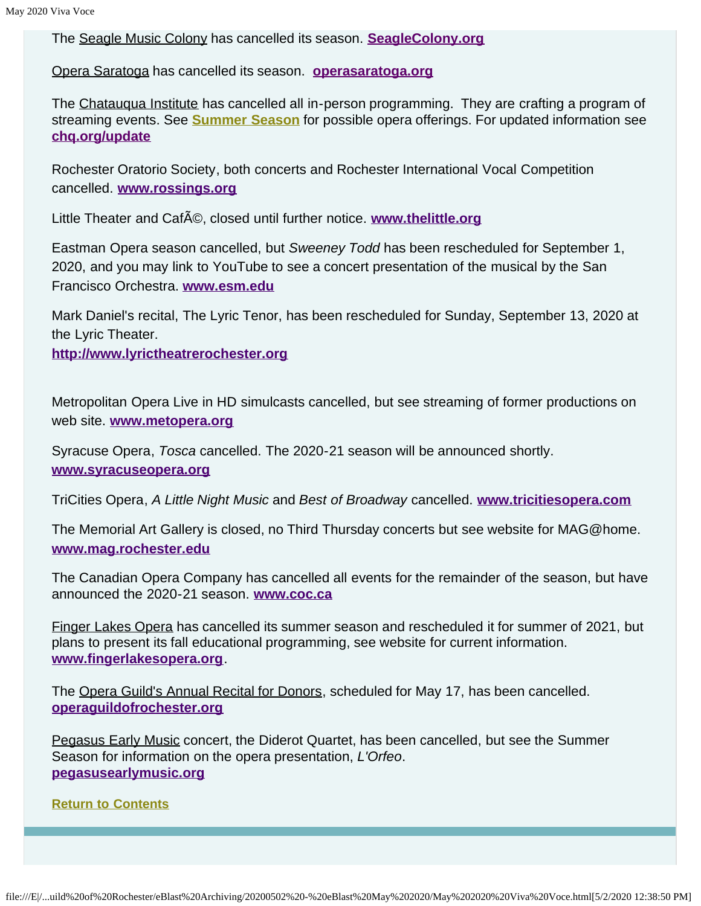The Seagle Music Colony has cancelled its season. **SeagleColony.org**

Opera Saratoga has cancelled its season. **operasaratoga.org**

The Chatauqua Institute has cancelled all in-person programming. They are crafting a program of streaming events. See **Summer Season** for possible opera offerings. For updated information see **chq.org/update**

Rochester Oratorio Society, both concerts and Rochester International Vocal Competition cancelled. **www.rossings.org**

Little Theater and CafÃ©, closed until further notice. **www.thelittle.org**

Eastman Opera season cancelled, but *Sweeney Todd* has been rescheduled for September 1, 2020, and you may link to YouTube to see a concert presentation of the musical by the San Francisco Orchestra. **www.esm.edu**

Mark Daniel's recital, The Lyric Tenor, has been rescheduled for Sunday, September 13, 2020 at the Lyric Theater.
**http://www.lyrictheatrerochester.org**

Metropolitan Opera Live in HD simulcasts cancelled, but see streaming of former productions on web site. **www.metopera.org**

Syracuse Opera, *Tosca* cancelled. The 2020-21 season will be announced shortly. **www.syracuseopera.org**

TriCities Opera, *A Little Night Music* and *Best of Broadway* cancelled. **www.tricitiesopera.com**

The Memorial Art Gallery is closed, no Third Thursday concerts but see website for MAG@home. **www.mag.rochester.edu**

The Canadian Opera Company has cancelled all events for the remainder of the season, but have announced the 2020-21 season. **www.coc.ca**

Finger Lakes Opera has cancelled its summer season and rescheduled it for summer of 2021, but plans to present its fall educational programming, see website for current information. **www.fingerlakesopera.org**.

The Opera Guild's Annual Recital for Donors, scheduled for May 17, has been cancelled. **operaguildofrochester.org**

Pegasus Early Music concert, the Diderot Quartet, has been cancelled, but see the Summer Season for information on the opera presentation, *L'Orfeo*.
**pegasusearlymusic.org**

**Return to Contents**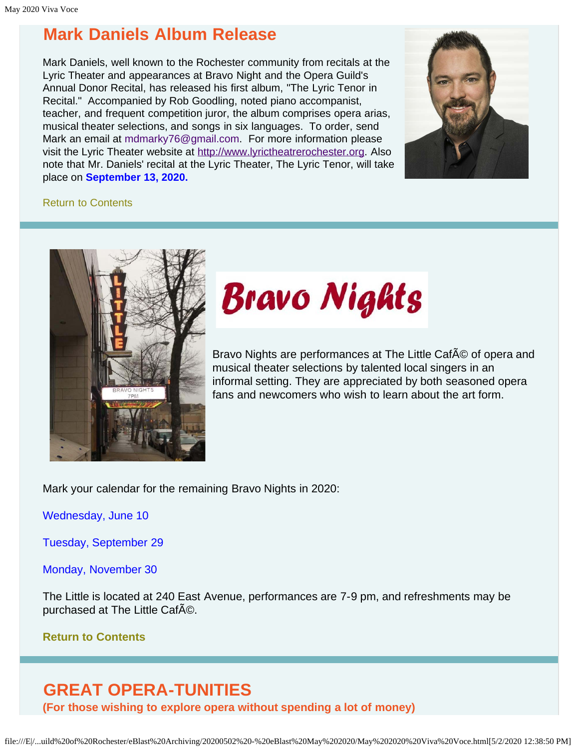## Mark Daniels Album Release

Mark Daniels, well known to the Rochester community from recitals at the Lyric Theater and appearances at Bravo Night and the Opera Guild's Annual Donor Recital, has released his first album, "The Lyric Tenor in Recital." Accompanied by Rob Goodling, noted piano accompanist, teacher, and frequent competition juror, the album comprises opera arias, musical theater selections, and songs in six languages. To order, send Mark an email at mdmarky76@gmail.com. For more information please visit the Lyric Theater website at http://www.lyrictheatrerochester.org. Also note that Mr. Daniels' recital at the Lyric Theater, The Lyric Tenor, will take place on **September 13, 2020.**

Return to Contents

## Bravo Nights

Bravo Nights are performances at The Little CafÃ© of opera and musical theater selections by talented local singers in an informal setting. They are appreciated by both seasoned opera fans and newcomers who wish to learn about the art form.

Mark your calendar for the remaining Bravo Nights in 2020:

Wednesday, June 10

Tuesday, September 29

Monday, November 30

The Little is located at 240 East Avenue, performances are 7-9 pm, and refreshments may be purchased at The Little CafÃ©.

**Return to Contents**

## GREAT OPERA-TUNITIES

**(For those wishing to explore opera without spending a lot of money)**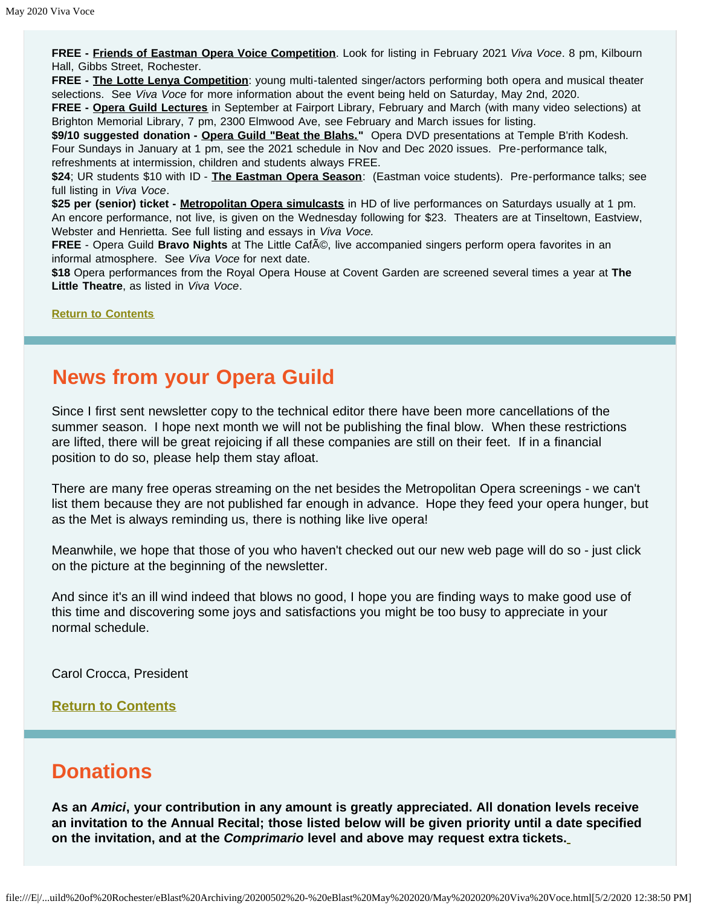**FREE - Friends of Eastman Opera Voice Competition**. Look for listing in February 2021 *Viva Voce*. 8 pm, Kilbourn Hall, Gibbs Street, Rochester.

**FREE - The Lotte Lenya Competition**: young multi-talented singer/actors performing both opera and musical theater selections. See *Viva Voce* for more information about the event being held on Saturday, May 2nd, 2020.

**FREE - Opera Guild Lectures** in September at Fairport Library, February and March (with many video selections) at Brighton Memorial Library, 7 pm, 2300 Elmwood Ave, see February and March issues for listing.

**$9/10 suggested donation - Opera Guild "Beat the Blahs."** Opera DVD presentations at Temple B'rith Kodesh. Four Sundays in January at 1 pm, see the 2021 schedule in Nov and Dec 2020 issues. Pre-performance talk, refreshments at intermission, children and students always FREE.

**$24**; UR students $10 with ID - **The Eastman Opera Season**: (Eastman voice students). Pre-performance talks; see full listing in *Viva Voce*.

**$25 per (senior) ticket - Metropolitan Opera simulcasts** in HD of live performances on Saturdays usually at 1 pm. An encore performance, not live, is given on the Wednesday following for $23. Theaters are at Tinseltown, Eastview, Webster and Henrietta. See full listing and essays in *Viva Voce.*

**FREE** - Opera Guild **Bravo Nights** at The Little CafÃ©, live accompanied singers perform opera favorites in an informal atmosphere. See *Viva Voce* for next date.

**$18** Opera performances from the Royal Opera House at Covent Garden are screened several times a year at **The Little Theatre**, as listed in *Viva Voce*.

**Return to Contents**

## News from your Opera Guild

Since I first sent newsletter copy to the technical editor there have been more cancellations of the summer season. I hope next month we will not be publishing the final blow. When these restrictions are lifted, there will be great rejoicing if all these companies are still on their feet. If in a financial position to do so, please help them stay afloat.

There are many free operas streaming on the net besides the Metropolitan Opera screenings - we can't list them because they are not published far enough in advance. Hope they feed your opera hunger, but as the Met is always reminding us, there is nothing like live opera!

Meanwhile, we hope that those of you who haven't checked out our new web page will do so - just click on the picture at the beginning of the newsletter.

And since it's an ill wind indeed that blows no good, I hope you are finding ways to make good use of this time and discovering some joys and satisfactions you might be too busy to appreciate in your normal schedule.

Carol Crocca, President

**Return to Contents**

## Donations

**As an *Amici*, your contribution in any amount is greatly appreciated. All donation levels receive an invitation to the Annual Recital; those listed below will be given priority until a date specified on the invitation, and at the *Comprimario* level and above may request extra tickets.**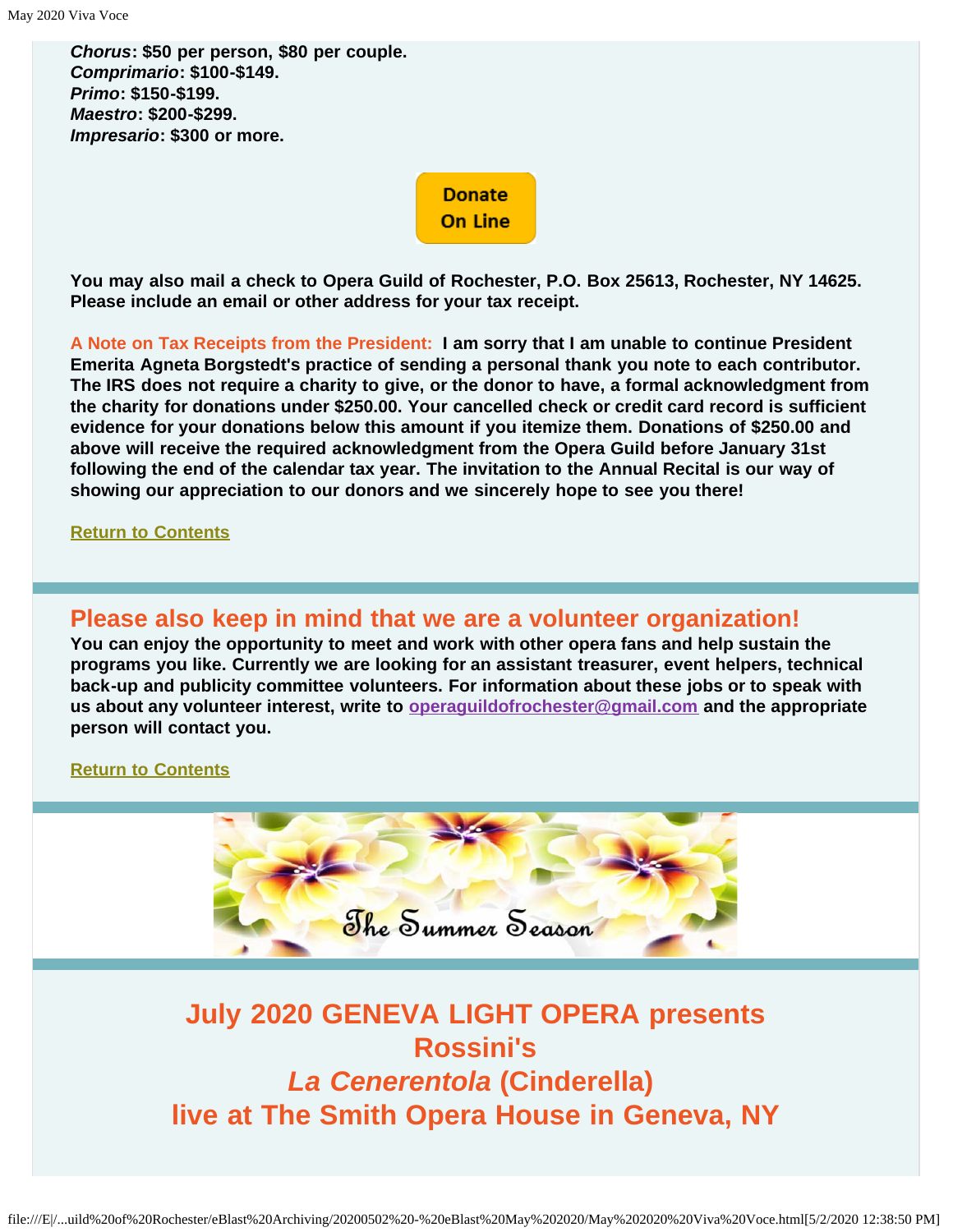***Chorus*: $50 per person, $80 per couple.**
***Comprimario*: $100-$149.**
***Primo*: $150-$199.**
***Maestro*: $200-$299.**
***Impresario*: $300 or more.**

Donate On Line

**You may also mail a check to Opera Guild of Rochester, P.O. Box 25613, Rochester, NY 14625. Please include an email or other address for your tax receipt.**

**A Note on Tax Receipts from the President:** **I am sorry that I am unable to continue President Emerita Agneta Borgstedt's practice of sending a personal thank you note to each contributor. The IRS does not require a charity to give, or the donor to have, a formal acknowledgment from the charity for donations under $250.00. Your cancelled check or credit card record is sufficient evidence for your donations below this amount if you itemize them. Donations of $250.00 and above will receive the required acknowledgment from the Opera Guild before January 31st following the end of the calendar tax year. The invitation to the Annual Recital is our way of showing our appreciation to our donors and we sincerely hope to see you there!**

**Return to Contents**

## Please also keep in mind that we are a volunteer organization!

**You can enjoy the opportunity to meet and work with other opera fans and help sustain the programs you like. Currently we are looking for an assistant treasurer, event helpers, technical back-up and publicity committee volunteers. For information about these jobs or to speak with us about any volunteer interest, write to operaguildofrochester@gmail.com and the appropriate person will contact you.**

**Return to Contents**

The Summer Season

## July 2020 GENEVA LIGHT OPERA presents Rossini's *La Cenerentola* (Cinderella) live at The Smith Opera House in Geneva, NY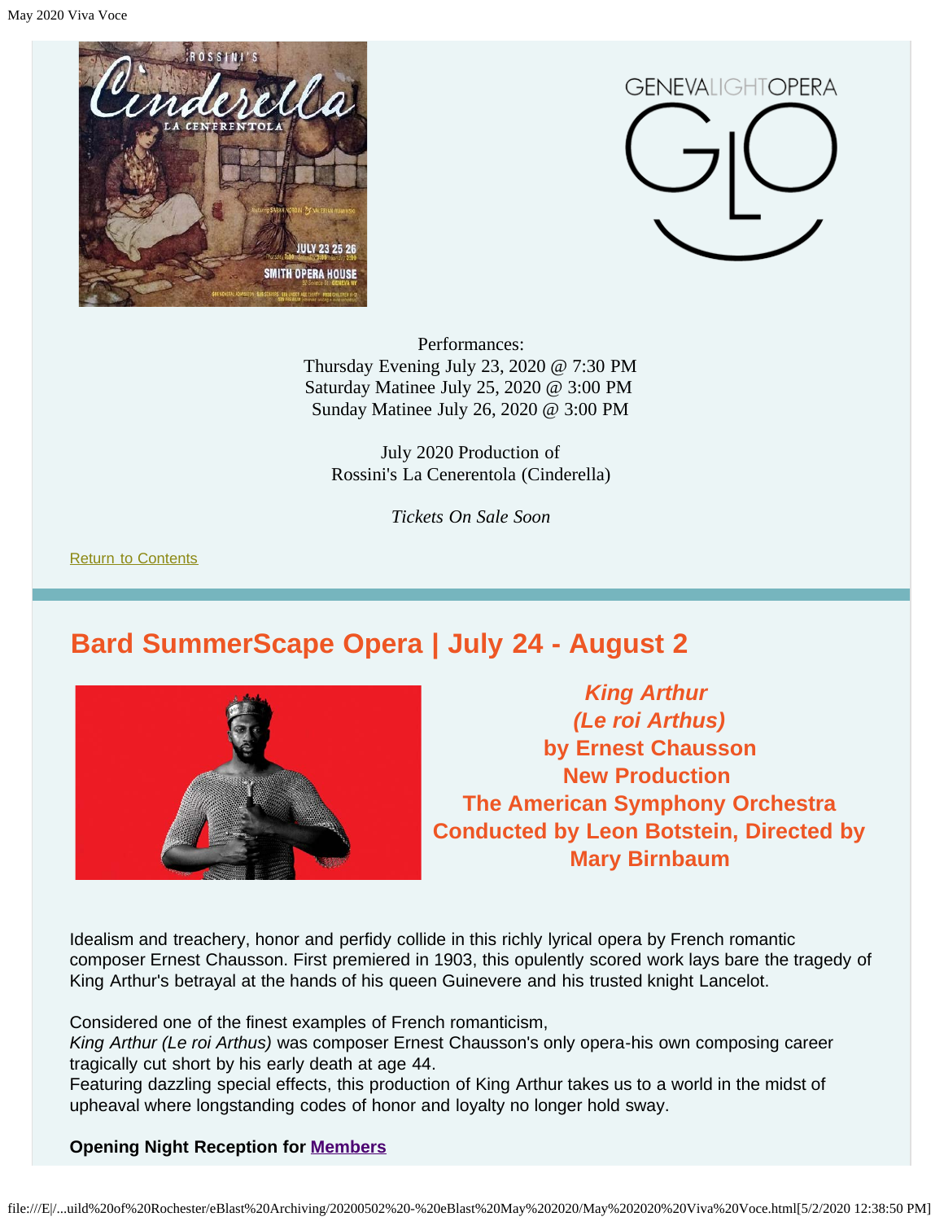Performances:
Thursday Evening July 23, 2020 @ 7:30 PM
Saturday Matinee July 25, 2020 @ 3:00 PM
Sunday Matinee July 26, 2020 @ 3:00 PM

July 2020 Production of
Rossini's La Cenerentola (Cinderella)

*Tickets On Sale Soon*

Return to Contents

## Bard SummerScape Opera | July 24 - August 2

***King Arthur (Le roi Arthus)***
**by Ernest Chausson**
**New Production**
**The American Symphony Orchestra**
**Conducted by Leon Botstein, Directed by Mary Birnbaum**

Idealism and treachery, honor and perfidy collide in this richly lyrical opera by French romantic composer Ernest Chausson. First premiered in 1903, this opulently scored work lays bare the tragedy of King Arthur's betrayal at the hands of his queen Guinevere and his trusted knight Lancelot.

Considered one of the finest examples of French romanticism, *King Arthur (Le roi Arthus)* was composer Ernest Chausson's only opera-his own composing career tragically cut short by his early death at age 44.
Featuring dazzling special effects, this production of King Arthur takes us to a world in the midst of upheaval where longstanding codes of honor and loyalty no longer hold sway.

**Opening Night Reception for Members**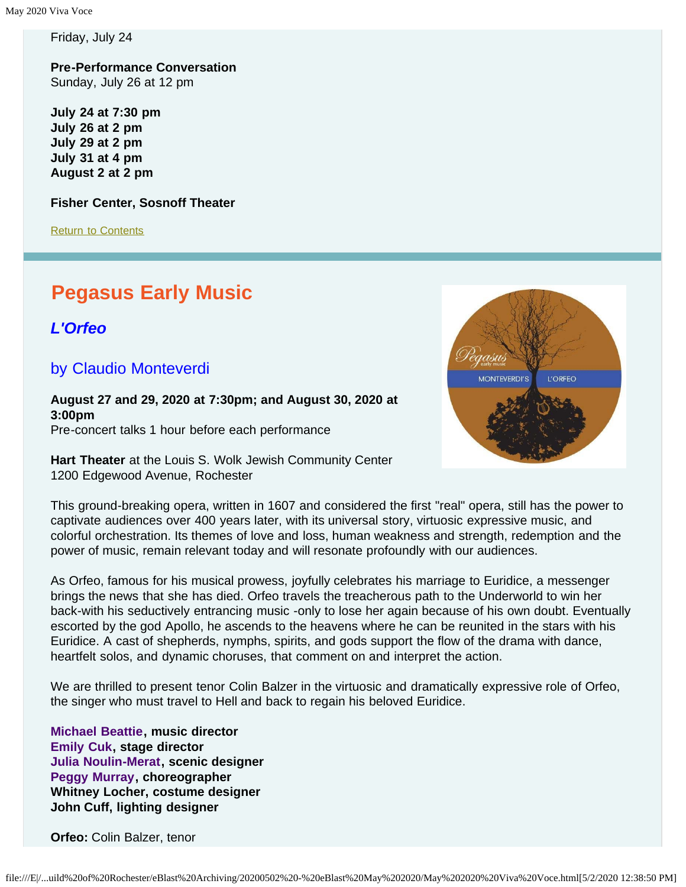Friday, July 24

**Pre-Performance Conversation**
Sunday, July 26 at 12 pm

**July 24 at 7:30 pm**
**July 26 at 2 pm**
**July 29 at 2 pm**
**July 31 at 4 pm**
**August 2 at 2 pm**

**Fisher Center, Sosnoff Theater**

Return to Contents

## Pegasus Early Music

### *L'Orfeo*

### by Claudio Monteverdi

**August 27 and 29, 2020 at 7:30pm; and August 30, 2020 at 3:00pm**
Pre-concert talks 1 hour before each performance

**Hart Theater** at the Louis S. Wolk Jewish Community Center
1200 Edgewood Avenue, Rochester

This ground-breaking opera, written in 1607 and considered the first "real" opera, still has the power to captivate audiences over 400 years later, with its universal story, virtuosic expressive music, and colorful orchestration. Its themes of love and loss, human weakness and strength, redemption and the power of music, remain relevant today and will resonate profoundly with our audiences.

As Orfeo, famous for his musical prowess, joyfully celebrates his marriage to Euridice, a messenger brings the news that she has died. Orfeo travels the treacherous path to the Underworld to win her back-with his seductively entrancing music -only to lose her again because of his own doubt. Eventually escorted by the god Apollo, he ascends to the heavens where he can be reunited in the stars with his Euridice. A cast of shepherds, nymphs, spirits, and gods support the flow of the drama with dance, heartfelt solos, and dynamic choruses, that comment on and interpret the action.

We are thrilled to present tenor Colin Balzer in the virtuosic and dramatically expressive role of Orfeo, the singer who must travel to Hell and back to regain his beloved Euridice.

**Michael Beattie, music director**
**Emily Cuk, stage director**
**Julia Noulin-Merat, scenic designer**
**Peggy Murray, choreographer**
**Whitney Locher, costume designer**
**John Cuff, lighting designer**

**Orfeo:** Colin Balzer, tenor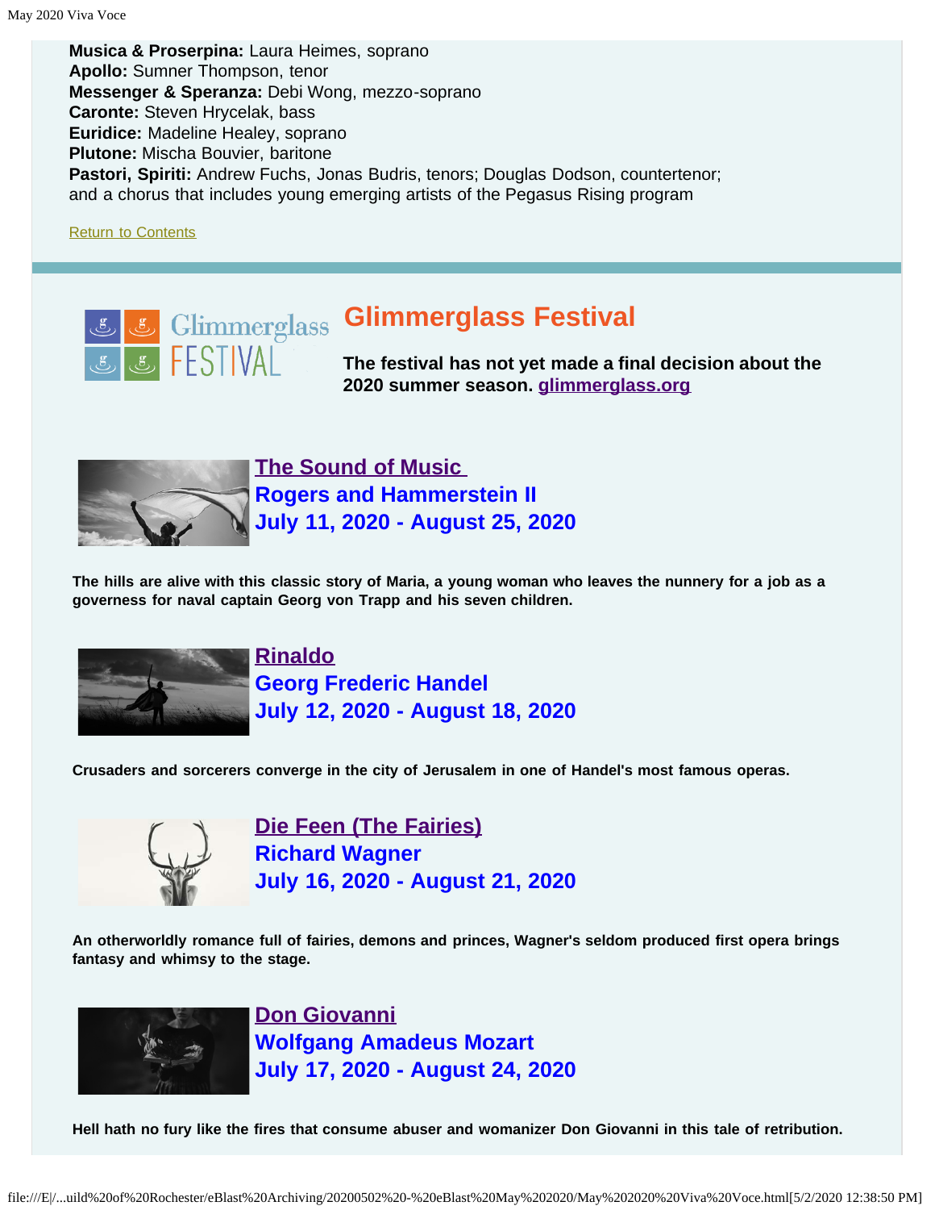**Musica & Proserpina:** Laura Heimes, soprano
**Apollo:** Sumner Thompson, tenor
**Messenger & Speranza:** Debi Wong, mezzo-soprano
**Caronte:** Steven Hrycelak, bass
**Euridice:** Madeline Healey, soprano
**Plutone:** Mischa Bouvier, baritone
**Pastori, Spiriti:** Andrew Fuchs, Jonas Budris, tenors; Douglas Dodson, countertenor; and a chorus that includes young emerging artists of the Pegasus Rising program

Return to Contents

## Glimmerglass Festival

**The festival has not yet made a final decision about the 2020 summer season. glimmerglass.org**

### The Sound of Music
### Rogers and Hammerstein II
### July 11, 2020 - August 25, 2020

**The hills are alive with this classic story of Maria, a young woman who leaves the nunnery for a job as a governess for naval captain Georg von Trapp and his seven children.**

### Rinaldo
### Georg Frederic Handel
### July 12, 2020 - August 18, 2020

**Crusaders and sorcerers converge in the city of Jerusalem in one of Handel's most famous operas.**

### Die Feen (The Fairies)
### Richard Wagner
### July 16, 2020 - August 21, 2020

**An otherworldly romance full of fairies, demons and princes, Wagner's seldom produced first opera brings fantasy and whimsy to the stage.**

### Don Giovanni
### Wolfgang Amadeus Mozart
### July 17, 2020 - August 24, 2020

**Hell hath no fury like the fires that consume abuser and womanizer Don Giovanni in this tale of retribution.**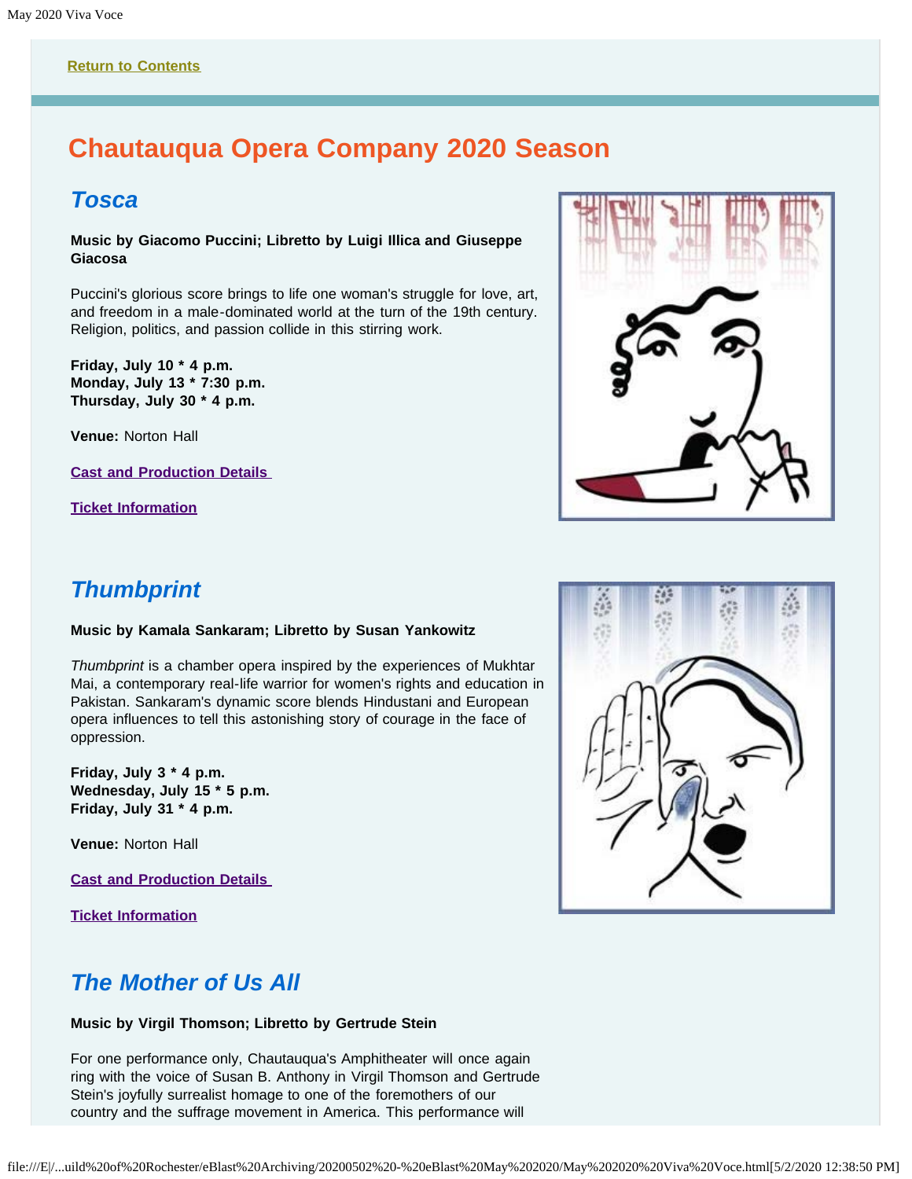[Return to Contents](#)

# Chautauqua Opera Company 2020 Season

## *Tosca*

**Music by Giacomo Puccini; Libretto by Luigi Illica and Giuseppe Giacosa**

Puccini's glorious score brings to life one woman's struggle for love, art, and freedom in a male-dominated world at the turn of the 19th century. Religion, politics, and passion collide in this stirring work.

**Friday, July 10 * 4 p.m.**
**Monday, July 13 * 7:30 p.m.**
**Thursday, July 30 * 4 p.m.**

**Venue:** Norton Hall

[Cast and Production Details](#)

[Ticket Information](#)

## *Thumbprint*

**Music by Kamala Sankaram; Libretto by Susan Yankowitz**

*Thumbprint* is a chamber opera inspired by the experiences of Mukhtar Mai, a contemporary real-life warrior for women's rights and education in Pakistan. Sankaram's dynamic score blends Hindustani and European opera influences to tell this astonishing story of courage in the face of oppression.

**Friday, July 3 * 4 p.m.**
**Wednesday, July 15 * 5 p.m.**
**Friday, July 31 * 4 p.m.**

**Venue:** Norton Hall

[Cast and Production Details](#)

[Ticket Information](#)

## *The Mother of Us All*

**Music by Virgil Thomson; Libretto by Gertrude Stein**

For one performance only, Chautauqua's Amphitheater will once again ring with the voice of Susan B. Anthony in Virgil Thomson and Gertrude Stein's joyfully surrealist homage to one of the foremothers of our country and the suffrage movement in America. This performance will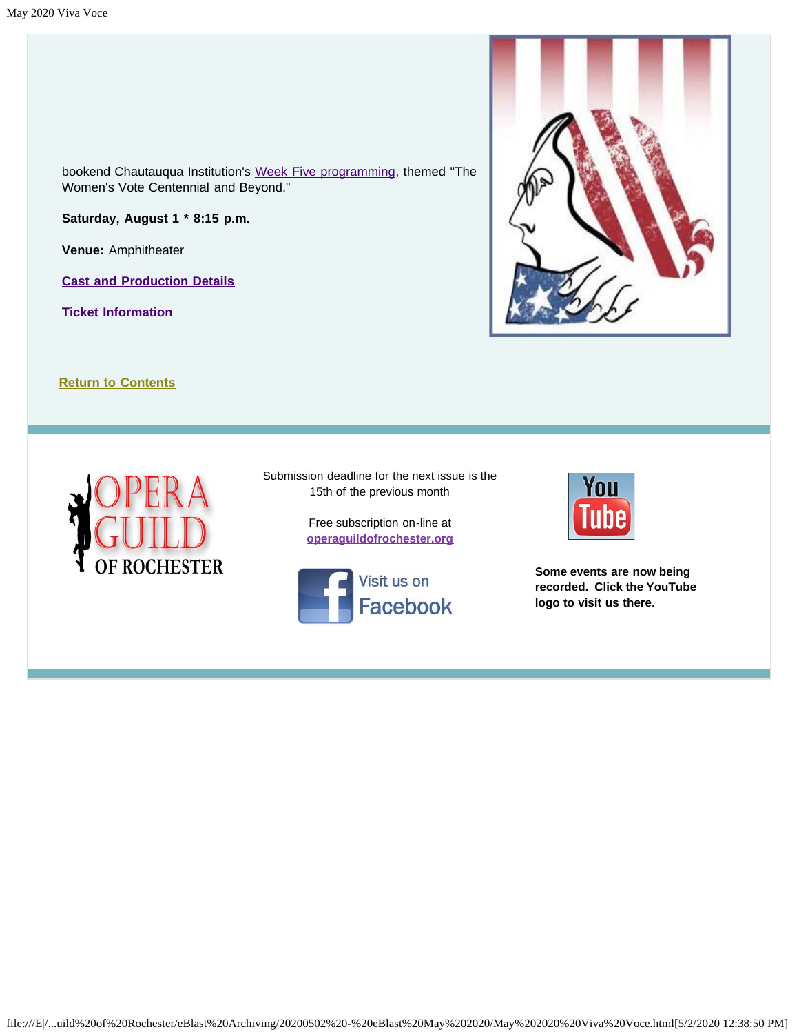bookend Chautauqua Institution's Week Five programming, themed "The Women's Vote Centennial and Beyond."

**Saturday, August 1 * 8:15 p.m.**

**Venue:** Amphitheater

**Cast and Production Details**

**Ticket Information**

**Return to Contents**

Submission deadline for the next issue is the 15th of the previous month

Free subscription on-line at **operaguildofrochester.org**

**Some events are now being recorded. Click the YouTube logo to visit us there.**